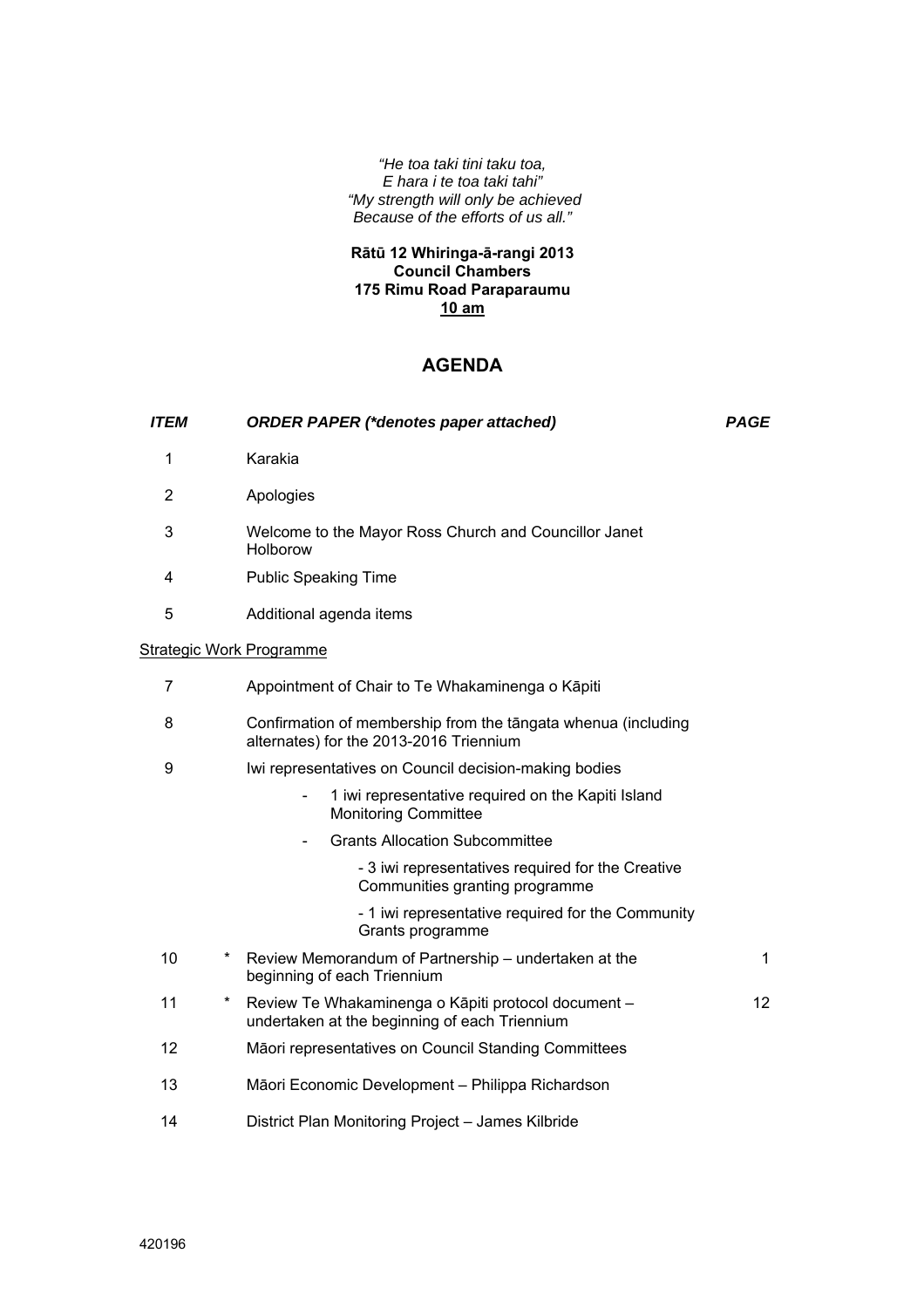*"He toa taki tini taku toa,*
*E hara i te toa taki tahi"*
*"My strength will only be achieved*
*Because of the efforts of us all."*

**Rātū 12 Whiringa-ā-rangi 2013**
**Council Chambers**
**175 Rimu Road Paraparaumu**
**<u>10 am</u>**

# AGENDA

| *ITEM* | | *ORDER PAPER (\*denotes paper attached)* | *PAGE* |
|---|---|---|---|
| 1 | | Karakia | |
| 2 | | Apologies | |
| 3 | | Welcome to the Mayor Ross Church and Councillor Janet Holborow | |
| 4 | | Public Speaking Time | |
| 5 | | Additional agenda items | |

<u>Strategic Work Programme</u>

| | | | |
|---|---|---|---|
| 7 | | Appointment of Chair to Te Whakaminenga o Kāpiti | |
| 8 | | Confirmation of membership from the tāngata whenua (including alternates) for the 2013-2016 Triennium | |
| 9 | | Iwi representatives on Council decision-making bodies<br>- 1 iwi representative required on the Kapiti Island Monitoring Committee<br>- Grants Allocation Subcommittee<br>- 3 iwi representatives required for the Creative Communities granting programme<br>- 1 iwi representative required for the Community Grants programme | |
| 10 | * | Review Memorandum of Partnership – undertaken at the beginning of each Triennium | 1 |
| 11 | * | Review Te Whakaminenga o Kāpiti protocol document – undertaken at the beginning of each Triennium | 12 |
| 12 | | Māori representatives on Council Standing Committees | |
| 13 | | Māori Economic Development – Philippa Richardson | |
| 14 | | District Plan Monitoring Project – James Kilbride | |

420196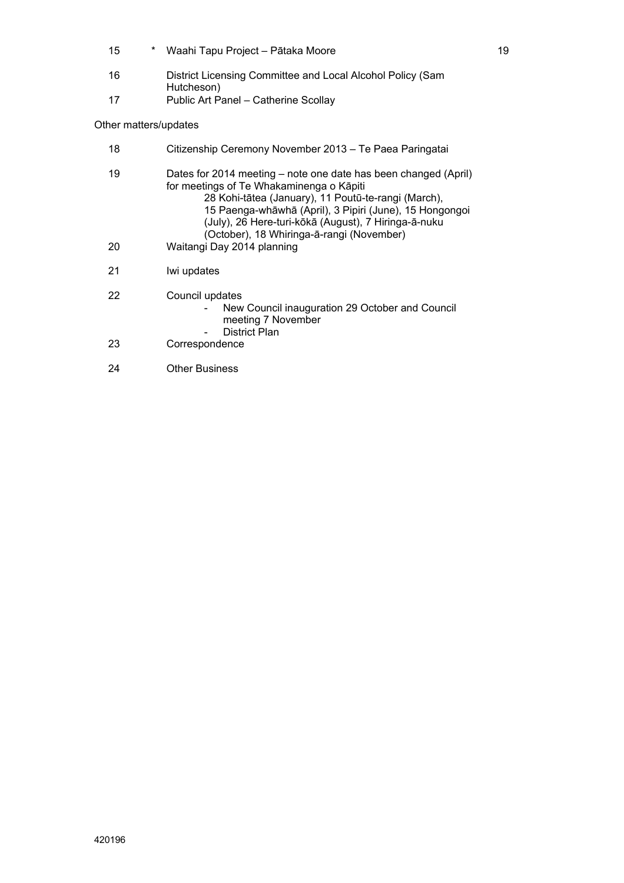| | | | |
|---|---|---|---|
| 15 | * | Waahi Tapu Project – Pātaka Moore | 19 |
| 16 | | District Licensing Committee and Local Alcohol Policy (Sam Hutcheson) | |
| 17 | | Public Art Panel – Catherine Scollay | |

Other matters/updates

18 Citizenship Ceremony November 2013 – Te Paea Paringatai

19 Dates for 2014 meeting – note one date has been changed (April) for meetings of Te Whakaminenga o Kāpiti
28 Kohi-tātea (January), 11 Poutū-te-rangi (March), 15 Paenga-whāwhā (April), 3 Pipiri (June), 15 Hongongoi (July), 26 Here-turi-kōkā (August), 7 Hiringa-ā-nuku (October), 18 Whiringa-ā-rangi (November)

20 Waitangi Day 2014 planning

21 Iwi updates

22 Council updates
- New Council inauguration 29 October and Council meeting 7 November
- District Plan

23 Correspondence

24 Other Business

420196